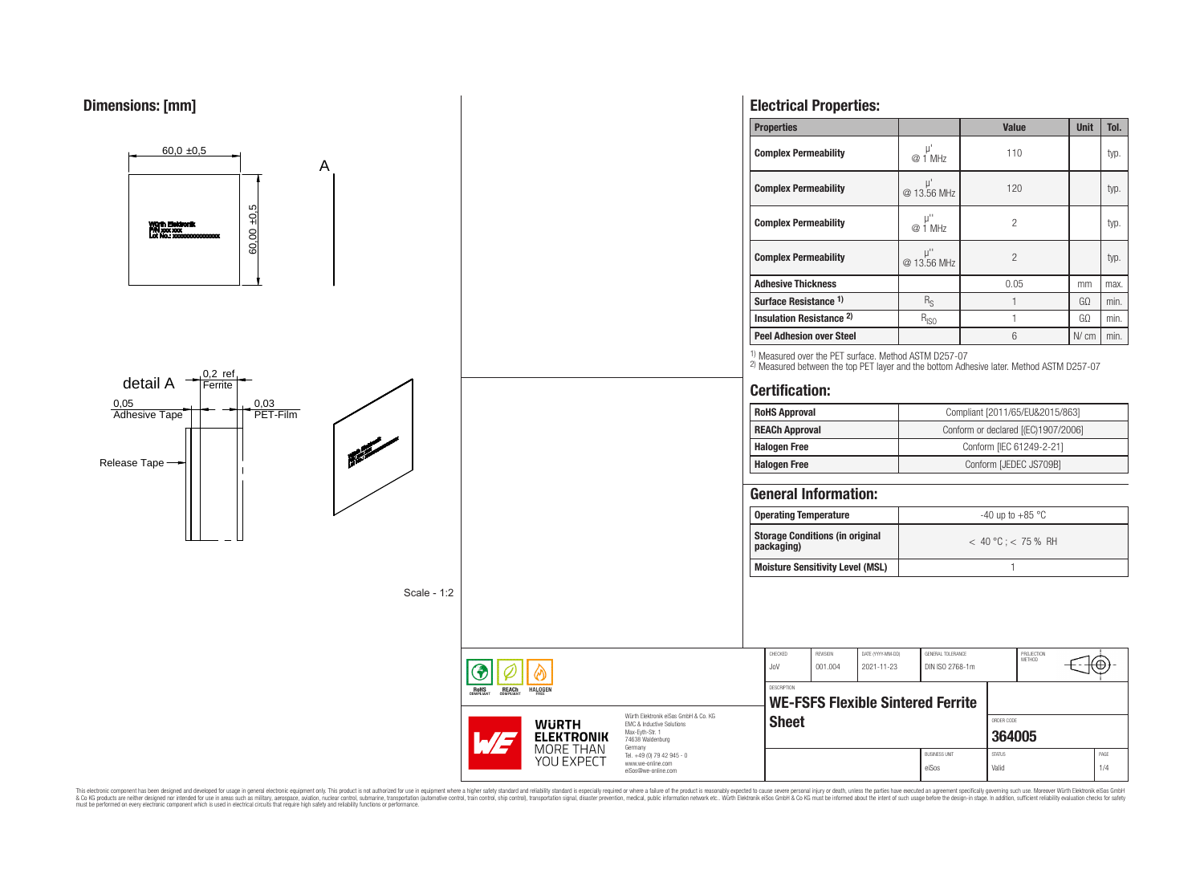## Dimensions: [mm]

60,0 ±0,5

60,00 ±0,5

A

Würth Elektronik
P/N xxx xxx
Lot No.: xxxxxxxxxxxxxx

detail A

0,2 ref.
Ferrite

0,05
Adhesive Tape

0,03
PET-Film

Release Tape

Scale - 1:2

## Electrical Properties:

| Properties | | Value | Unit | Tol. |
|---|---|---|---|---|
| Complex Permeability | µ' @ 1 MHz | 110 | | typ. |
| Complex Permeability | µ' @ 13.56 MHz | 120 | | typ. |
| Complex Permeability | µ'' @ 1 MHz | 2 | | typ. |
| Complex Permeability | µ'' @ 13.56 MHz | 2 | | typ. |
| Adhesive Thickness | | 0.05 | mm | max. |
| Surface Resistance [1] | $R_S$ | 1 | GΩ | min. |
| Insulation Resistance [2] | $R_{ISO}$ | 1 | GΩ | min. |
| Peel Adhesion over Steel | | 6 | N/ cm | min. |

[1] Measured over the PET surface. Method ASTM D257-07
[2] Measured between the top PET layer and the bottom Adhesive later. Method ASTM D257-07

## Certification:

| | |
|---|---|
| RoHS Approval | Compliant [2011/65/EU&2015/863] |
| REACh Approval | Conform or declared [(EC)1907/2006] |
| Halogen Free | Conform [IEC 61249-2-21] |
| Halogen Free | Conform [JEDEC JS709B] |

## General Information:

| | |
|---|---|
| Operating Temperature | -40 up to +85 °C |
| Storage Conditions (in original packaging) | < 40 °C ; < 75 % RH |
| Moisture Sensitivity Level (MSL) | 1 |

| CHECKED | REVISION | DATE (YYYY-MM-DD) | GENERAL TOLERANCE | PROJECTION METHOD |
|---|---|---|---|---|
| JoV | 001.004 | 2021-11-23 | DIN ISO 2768-1m | |

DESCRIPTION
**WE-FSFS Flexible Sintered Ferrite Sheet**

ORDER CODE
**364005**

| BUSINESS UNIT | STATUS | PAGE |
|---|---|---|
| eiSos | Valid | 1/4 |

RoHS COMPLIANT | REACh COMPLIANT | HALOGEN FREE

WÜRTH ELEKTRONIK MORE THAN YOU EXPECT

Würth Elektronik eiSos GmbH & Co. KG
EMC & Inductive Solutions
Max-Eyth-Str. 1
74638 Waldenburg
Germany
Tel. +49 (0) 79 42 945 - 0
www.we-online.com
eiSos@we-online.com

This electronic component has been designed and developed for usage in general electronic equipment only. This product is not authorized for use in equipment where a higher safety standard and reliability standard is especially required or where a failure of the product is reasonably expected to cause severe personal injury or death, unless the parties have executed an agreement specifically governing such use. Moreover Würth Elektronik eiSos GmbH & Co KG products are neither designed nor intended for use in areas such as military, aerospace, aviation, nuclear control, submarine, transportation (automotive control, train control, ship control), transportation signal, disaster prevention, medical, public information network etc.. Würth Elektronik eiSos GmbH & Co KG must be informed about the intent of such usage before the design-in stage. In addition, sufficient reliability evaluation checks for safety must be performed on every electronic component which is used in electrical circuits that require high safety and reliability functions or performance.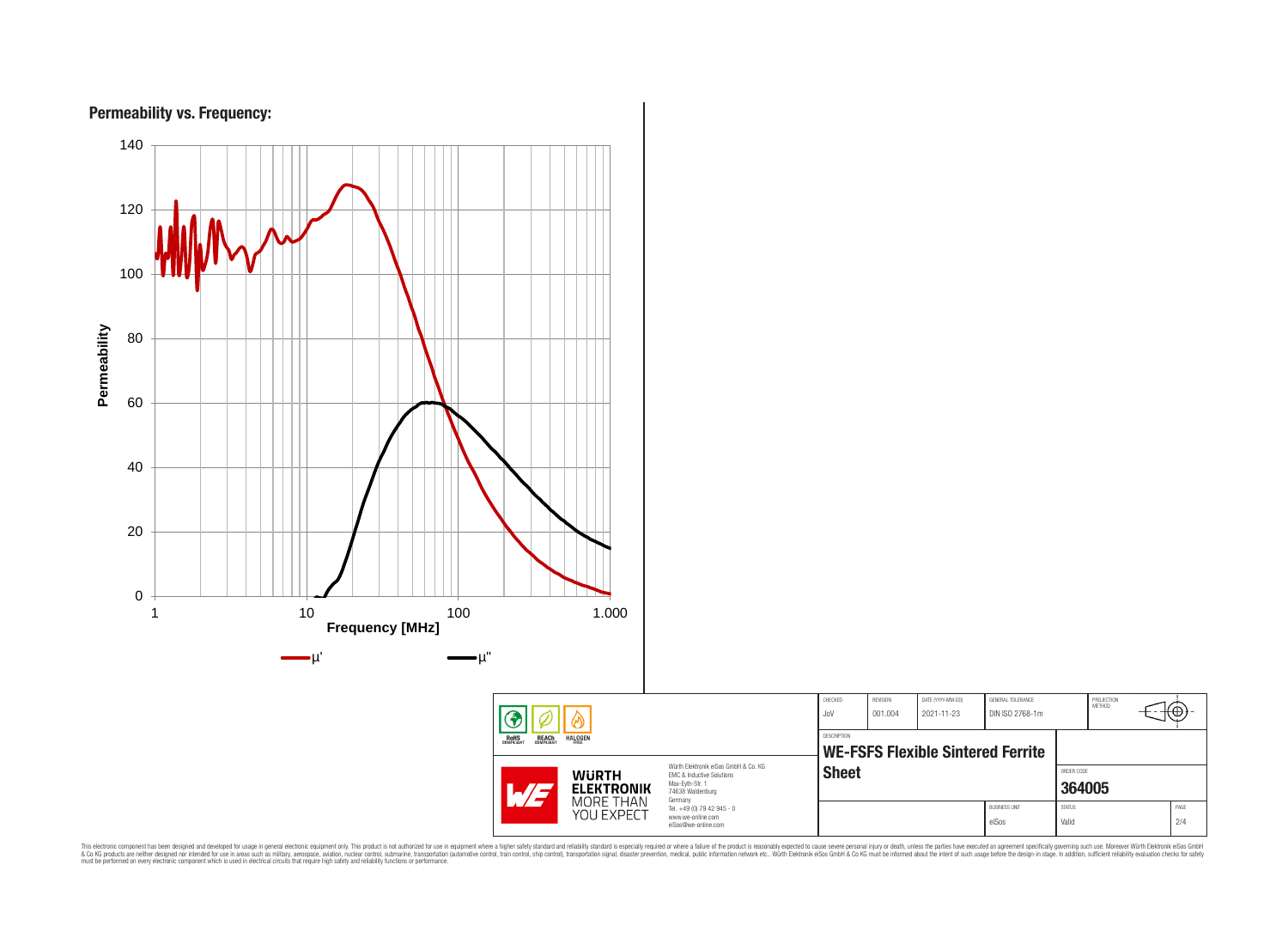## Permeability vs. Frequency:

Permeability

Frequency [MHz]

μ'  μ''

| CHECKED | REVISION | DATE (YYYY-MM-DD) | GENERAL TOLERANCE | PROJECTION METHOD |
|---|---|---|---|---|
| JoV | 001.004 | 2021-11-23 | DIN ISO 2768-1m | |

DESCRIPTION

**WE-FSFS Flexible Sintered Ferrite Sheet**

ORDER CODE

**364005**

| BUSINESS UNIT | STATUS | PAGE |
|---|---|---|
| eiSos | Valid | 2/4 |

RoHS COMPLIANT  REACh COMPLIANT  HALOGEN FREE

WÜRTH ELEKTRONIK MORE THAN YOU EXPECT

Würth Elektronik eiSos GmbH & Co. KG
EMC & Inductive Solutions
Max-Eyth-Str. 1
74638 Waldenburg
Germany
Tel. +49 (0) 79 42 945 - 0
www.we-online.com
eiSos@we-online.com

This electronic component has been designed and developed for usage in general electronic equipment only. This product is not authorized for use in equipment where a higher safety standard and reliability standard is especially required or where a failure of the product is reasonably expected to cause severe personal injury or death, unless the parties have executed an agreement specifically governing such use. Moreover Würth Elektronik eiSos GmbH & Co KG products are neither designed nor intended for use in areas such as military, aerospace, aviation, nuclear control, submarine, transportation (automotive control, train control, ship control), transportation signal, disaster prevention, medical, public information network etc.. Würth Elektronik eiSos GmbH & Co KG must be informed about the intent of such usage before the design-in stage. In addition, sufficient reliability evaluation checks for safety must be performed on every electronic component which is used in electrical circuits that require high safety and reliability functions or performance.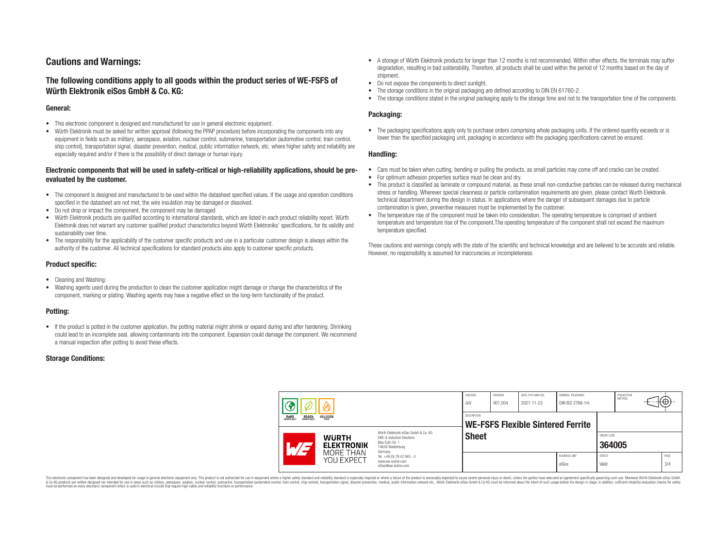## Cautions and Warnings:

### The following conditions apply to all goods within the product series of WE-FSFS of Würth Elektronik eiSos GmbH & Co. KG:

#### General:

- This electronic component is designed and manufactured for use in general electronic equipment.
- Würth Elektronik must be asked for written approval (following the PPAP procedure) before incorporating the components into any equipment in fields such as military, aerospace, aviation, nuclear control, submarine, transportation (automotive control, train control, ship control), transportation signal, disaster prevention, medical, public information network, etc. where higher safety and reliability are especially required and/or if there is the possibility of direct damage or human injury.

#### Electronic components that will be used in safety-critical or high-reliability applications, should be pre-evaluated by the customer.

- The component is designed and manufactured to be used within the datasheet specified values. If the usage and operation conditions specified in the datasheet are not met, the wire insulation may be damaged or dissolved.
- Do not drop or impact the component, the component may be damaged
- Würth Elektronik products are qualified according to international standards, which are listed in each product reliability report. Würth Elektronik does not warrant any customer qualified product characteristics beyond Würth Elektroniks' specifications, for its validity and sustainability over time.
- The responsibility for the applicability of the customer specific products and use in a particular customer design is always within the authority of the customer. All technical specifications for standard products also apply to customer specific products.

#### Product specific:

- Cleaning and Washing:
- Washing agents used during the production to clean the customer application might damage or change the characteristics of the component, marking or plating. Washing agents may have a negative effect on the long-term functionality of the product.

#### Potting:

- If the product is potted in the customer application, the potting material might shrink or expand during and after hardening. Shrinking could lead to an incomplete seal, allowing contaminants into the component. Expansion could damage the component. We recommend a manual inspection after potting to avoid these effects.

#### Storage Conditions:

- A storage of Würth Elektronik products for longer than 12 months is not recommended. Within other effects, the terminals may suffer degradation, resulting in bad solderability. Therefore, all products shall be used within the period of 12 months based on the day of shipment.
- Do not expose the components to direct sunlight.
- The storage conditions in the original packaging are defined according to DIN EN 61760-2.
- The storage conditions stated in the original packaging apply to the storage time and not to the transportation time of the components.

#### Packaging:

- The packaging specifications apply only to purchase orders comprising whole packaging units. If the ordered quantity exceeds or is lower than the specified packaging unit, packaging in accordance with the packaging specifications cannot be ensured.

#### Handling:

- Care must be taken when cutting, bending or pulling the products, as small particles may come off and cracks can be created.
- For optimum adhesion properties surface must be clean and dry.
- This product is classified as laminate or compound material, as these small non-conductive particles can be released during mechanical stress or handling. Wherever special cleanness or particle contamination requirements are given, please contact Wurth Elektronik technical department during the design in status. In applications where the danger of subsequent damages due to particle contamination is given, preventive measures must be implemented by the customer.
- The temperature rise of the component must be taken into consideration. The operating temperature is comprised of ambient temperature and temperature rise of the component.The operating temperature of the component shall not exceed the maximum temperature specified.

These cautions and warnings comply with the state of the scientific and technical knowledge and are believed to be accurate and reliable. However, no responsibility is assumed for inaccuracies or incompleteness.

| CHECKED | REVISION | DATE (YYYY-MM-DD) | GENERAL TOLERANCE | PROJECTION METHOD |
|---|---|---|---|---|
| JoV | 001.004 | 2021-11-23 | DIN ISO 2768-1m | |

DESCRIPTION: **WE-FSFS Flexible Sintered Ferrite Sheet**

ORDER CODE: **364005**

BUSINESS UNIT: eiSos | STATUS: Valid | PAGE: 3/4

Würth Elektronik eiSos GmbH & Co. KG
EMC & Inductive Solutions
Max-Eyth-Str. 1
74638 Waldenburg
Germany
Tel. +49 (0) 79 42 945 - 0
www.we-online.com
eiSos@we-online.com

This electronic component has been designed and developed for usage in general electronic equipment only. This product is not authorized for use in equipment where a higher safety standard and reliability standard is especially required or where a failure of the product is reasonably expected to cause severe personal injury or death, unless the parties have executed an agreement specifically governing such use. Moreover Würth Elektronik eiSos GmbH & Co KG products are neither designed nor intended for use in areas such as military, aerospace, aviation, nuclear control, submarine, transportation (automotive control, train control, ship control), transportation signal, disaster prevention, medical, public information network etc.. Würth Elektronik eiSos GmbH & Co KG must be informed about the intent of such usage before the design-in stage. In addition, sufficient reliability evaluation checks for safety must be performed on every electronic component which is used in electrical circuits that require high safety and reliability functions or performance.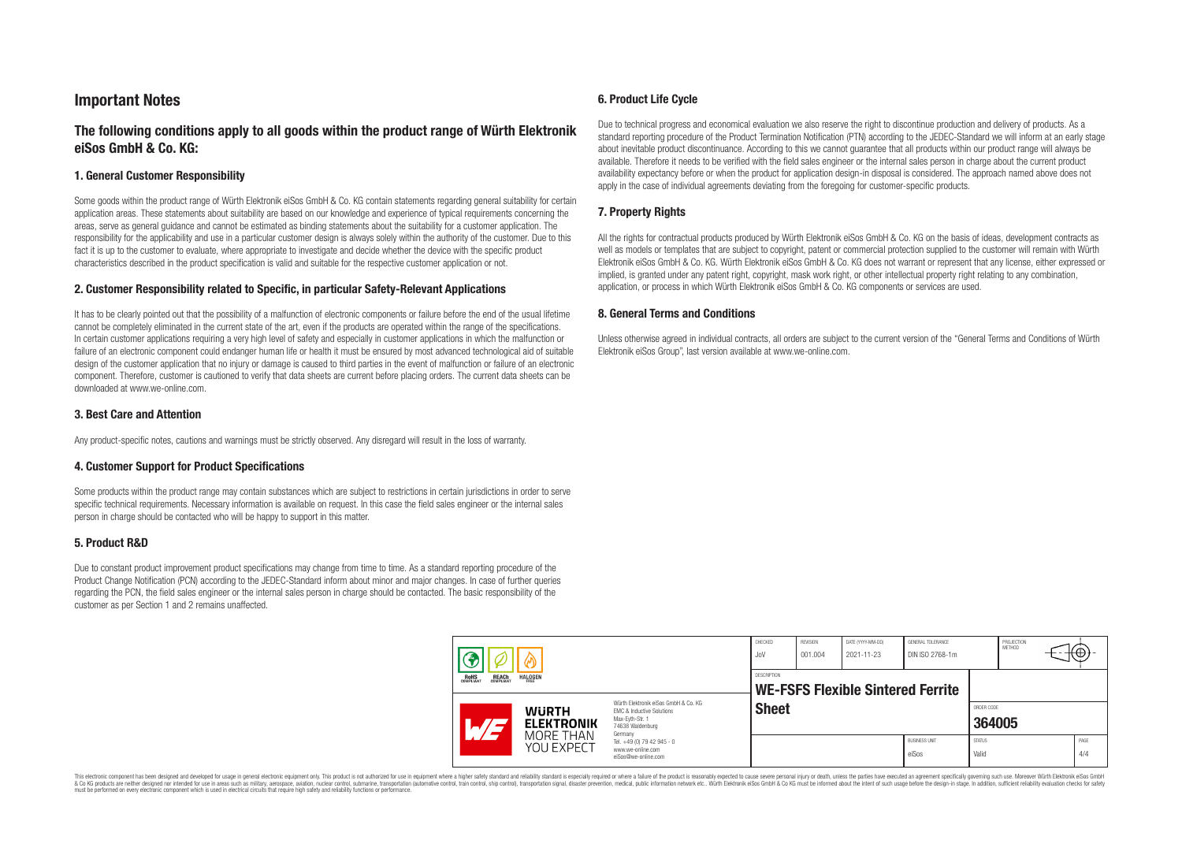# Important Notes

## The following conditions apply to all goods within the product range of Würth Elektronik eiSos GmbH & Co. KG:

### 1. General Customer Responsibility

Some goods within the product range of Würth Elektronik eiSos GmbH & Co. KG contain statements regarding general suitability for certain application areas. These statements about suitability are based on our knowledge and experience of typical requirements concerning the areas, serve as general guidance and cannot be estimated as binding statements about the suitability for a customer application. The responsibility for the applicability and use in a particular customer design is always solely within the authority of the customer. Due to this fact it is up to the customer to evaluate, where appropriate to investigate and decide whether the device with the specific product characteristics described in the product specification is valid and suitable for the respective customer application or not.

### 2. Customer Responsibility related to Specific, in particular Safety-Relevant Applications

It has to be clearly pointed out that the possibility of a malfunction of electronic components or failure before the end of the usual lifetime cannot be completely eliminated in the current state of the art, even if the products are operated within the range of the specifications. In certain customer applications requiring a very high level of safety and especially in customer applications in which the malfunction or failure of an electronic component could endanger human life or health it must be ensured by most advanced technological aid of suitable design of the customer application that no injury or damage is caused to third parties in the event of malfunction or failure of an electronic component. Therefore, customer is cautioned to verify that data sheets are current before placing orders. The current data sheets can be downloaded at www.we-online.com.

### 3. Best Care and Attention

Any product-specific notes, cautions and warnings must be strictly observed. Any disregard will result in the loss of warranty.

### 4. Customer Support for Product Specifications

Some products within the product range may contain substances which are subject to restrictions in certain jurisdictions in order to serve specific technical requirements. Necessary information is available on request. In this case the field sales engineer or the internal sales person in charge should be contacted who will be happy to support in this matter.

### 5. Product R&D

Due to constant product improvement product specifications may change from time to time. As a standard reporting procedure of the Product Change Notification (PCN) according to the JEDEC-Standard inform about minor and major changes. In case of further queries regarding the PCN, the field sales engineer or the internal sales person in charge should be contacted. The basic responsibility of the customer as per Section 1 and 2 remains unaffected.

### 6. Product Life Cycle

Due to technical progress and economical evaluation we also reserve the right to discontinue production and delivery of products. As a standard reporting procedure of the Product Termination Notification (PTN) according to the JEDEC-Standard we will inform at an early stage about inevitable product discontinuance. According to this we cannot guarantee that all products within our product range will always be available. Therefore it needs to be verified with the field sales engineer or the internal sales person in charge about the current product availability expectancy before or when the product for application design-in disposal is considered. The approach named above does not apply in the case of individual agreements deviating from the foregoing for customer-specific products.

### 7. Property Rights

All the rights for contractual products produced by Würth Elektronik eiSos GmbH & Co. KG on the basis of ideas, development contracts as well as models or templates that are subject to copyright, patent or commercial protection supplied to the customer will remain with Würth Elektronik eiSos GmbH & Co. KG. Würth Elektronik eiSos GmbH & Co. KG does not warrant or represent that any license, either expressed or implied, is granted under any patent right, copyright, mask work right, or other intellectual property right relating to any combination, application, or process in which Würth Elektronik eiSos GmbH & Co. KG components or services are used.

### 8. General Terms and Conditions

Unless otherwise agreed in individual contracts, all orders are subject to the current version of the "General Terms and Conditions of Würth Elektronik eiSos Group", last version available at www.we-online.com.

| | | | | | | |
|---|---|---|---|---|---|---|
| RoHS COMPLIANT / REACh COMPLIANT / HALOGEN FREE | CHECKED: JoV | REVISION: 001.004 | DATE (YYYY-MM-DD): 2021-11-23 | GENERAL TOLERANCE: DIN ISO 2768-1m | PROJECTION METHOD | |
| WÜRTH ELEKTRONIK MORE THAN YOU EXPECT — Würth Elektronik eiSos GmbH & Co. KG, EMC & Inductive Solutions, Max-Eyth-Str. 1, 74638 Waldenburg, Germany, Tel. +49 (0) 79 42 945 - 0, www.we-online.com, eiSos@we-online.com | DESCRIPTION: **WE-FSFS Flexible Sintered Ferrite Sheet** | | | | ORDER CODE: **364005** | |
| | | | | BUSINESS UNIT: eiSos | STATUS: Valid | PAGE: 4/4 |

This electronic component has been designed and developed for usage in general electronic equipment only. This product is not authorized for use in equipment where a higher safety standard and reliability standard is especially required or where a failure of the product is reasonably expected to cause severe personal injury or death, unless the parties have executed an agreement specifically governing such use. Moreover Würth Elektronik eiSos GmbH & Co KG products are neither designed nor intended for use in areas such as military, aerospace, aviation, nuclear control, submarine, transportation (automotive control, train control, ship control), transportation signal, disaster prevention, medical, public information network etc.. Würth Elektronik eiSos GmbH & Co KG must be informed about the intent of such usage before the design-in stage. In addition, sufficient reliability evaluation checks for safety must be performed on every electronic component which is used in electrical circuits that require high safety and reliability functions or performance.